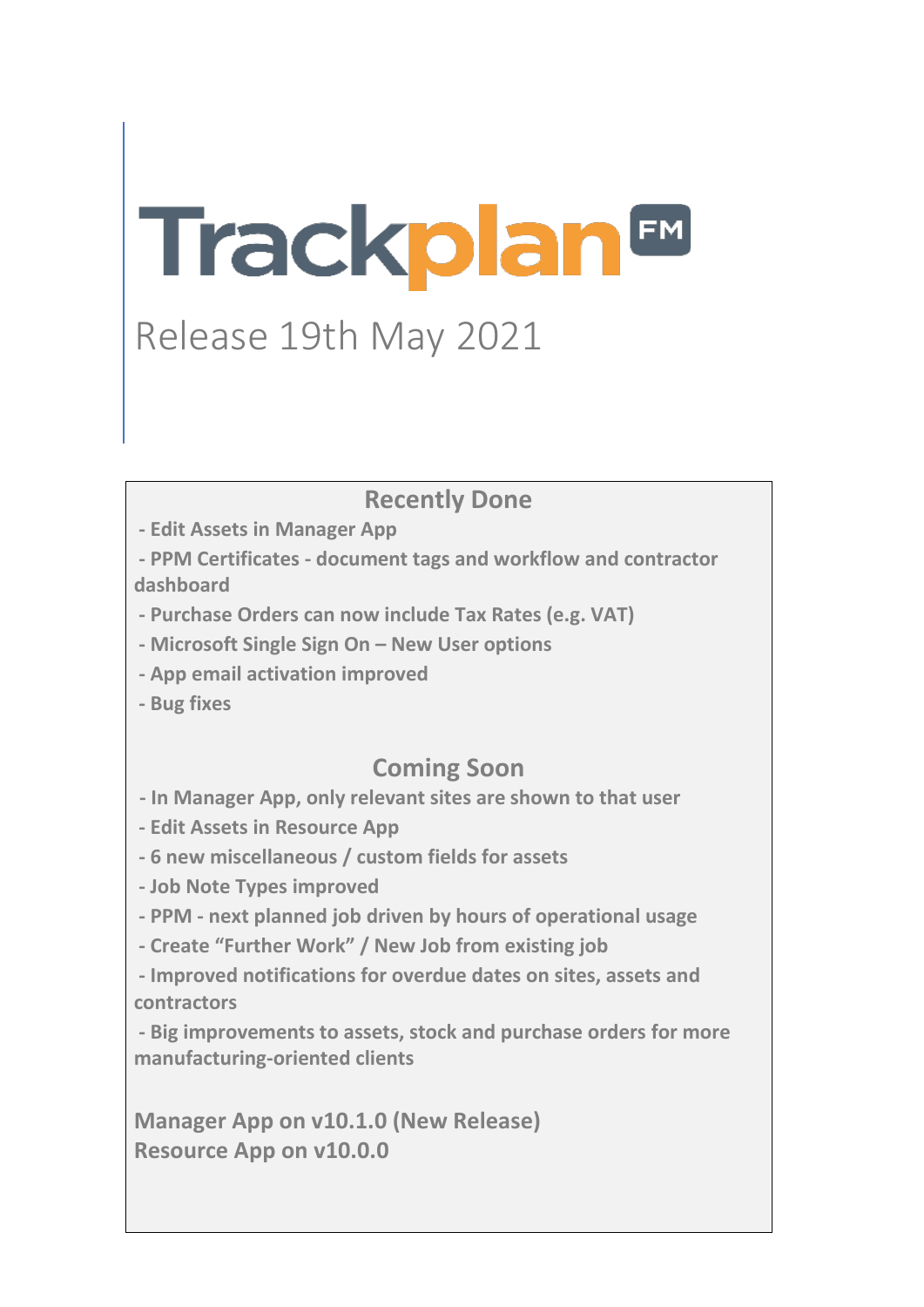# TrackplanFM

## Release 19th May 2021

### Recently Done

- Edit Assets in Manager App
- PPM Certificates - document tags and workflow and contractor dashboard
- Purchase Orders can now include Tax Rates (e.g. VAT)
- Microsoft Single Sign On – New User options
- App email activation improved
- Bug fixes

### Coming Soon

- In Manager App, only relevant sites are shown to that user
- Edit Assets in Resource App
- 6 new miscellaneous / custom fields for assets
- Job Note Types improved
- PPM - next planned job driven by hours of operational usage
- Create "Further Work" / New Job from existing job
- Improved notifications for overdue dates on sites, assets and contractors
- Big improvements to assets, stock and purchase orders for more manufacturing-oriented clients

**Manager App on v10.1.0 (New Release)**
**Resource App on v10.0.0**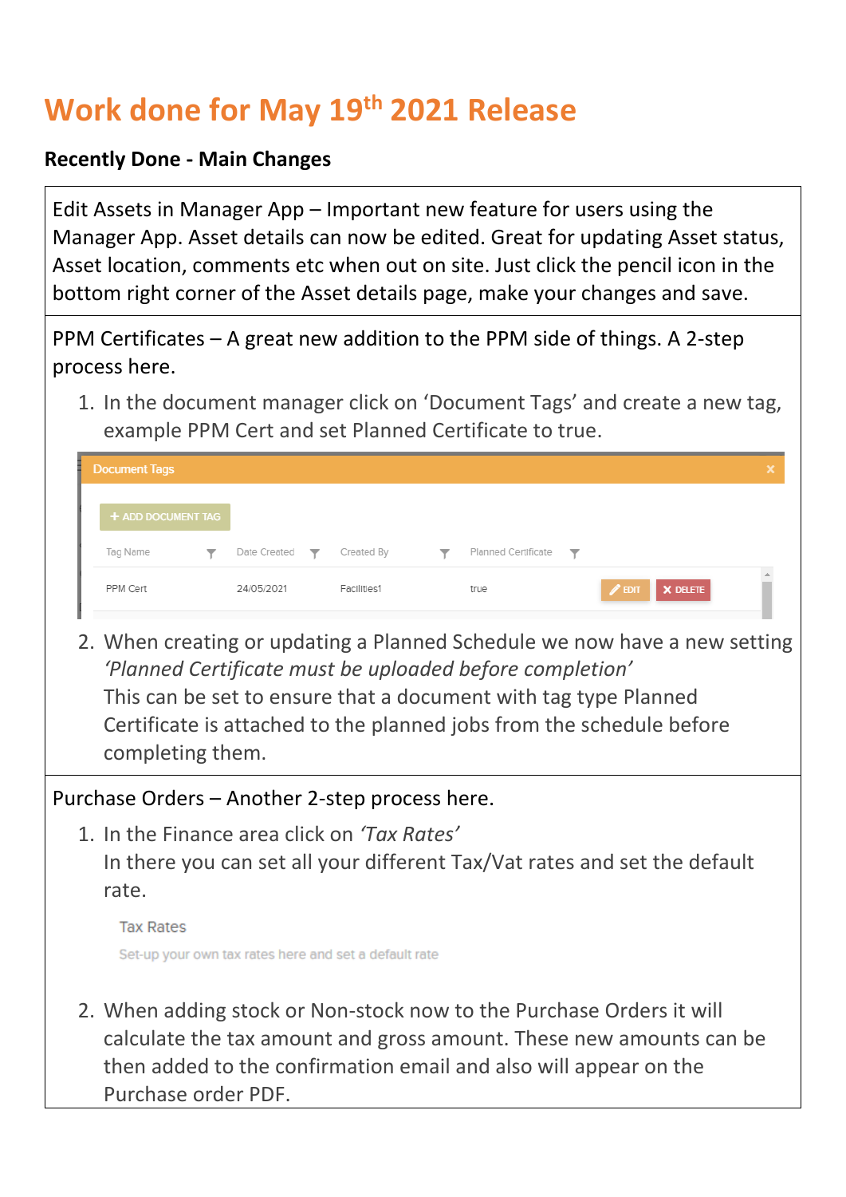# Work done for May 19th 2021 Release

**Recently Done - Main Changes**

Edit Assets in Manager App – Important new feature for users using the Manager App. Asset details can now be edited. Great for updating Asset status, Asset location, comments etc when out on site. Just click the pencil icon in the bottom right corner of the Asset details page, make your changes and save.

---

PPM Certificates – A great new addition to the PPM side of things. A 2-step process here.

1. In the document manager click on 'Document Tags' and create a new tag, example PPM Cert and set Planned Certificate to true.

   Document Tags

   + ADD DOCUMENT TAG

   | Tag Name | Date Created | Created By | Planned Certificate | |
   |---|---|---|---|---|
   | PPM Cert | 24/05/2021 | Facilities1 | true | EDIT DELETE |

2. When creating or updating a Planned Schedule we now have a new setting *'Planned Certificate must be uploaded before completion'*
   This can be set to ensure that a document with tag type Planned Certificate is attached to the planned jobs from the schedule before completing them.

---

Purchase Orders – Another 2-step process here.

1. In the Finance area click on *'Tax Rates'*
   In there you can set all your different Tax/Vat rates and set the default rate.

   Tax Rates

   Set-up your own tax rates here and set a default rate

2. When adding stock or Non-stock now to the Purchase Orders it will calculate the tax amount and gross amount. These new amounts can be then added to the confirmation email and also will appear on the Purchase order PDF.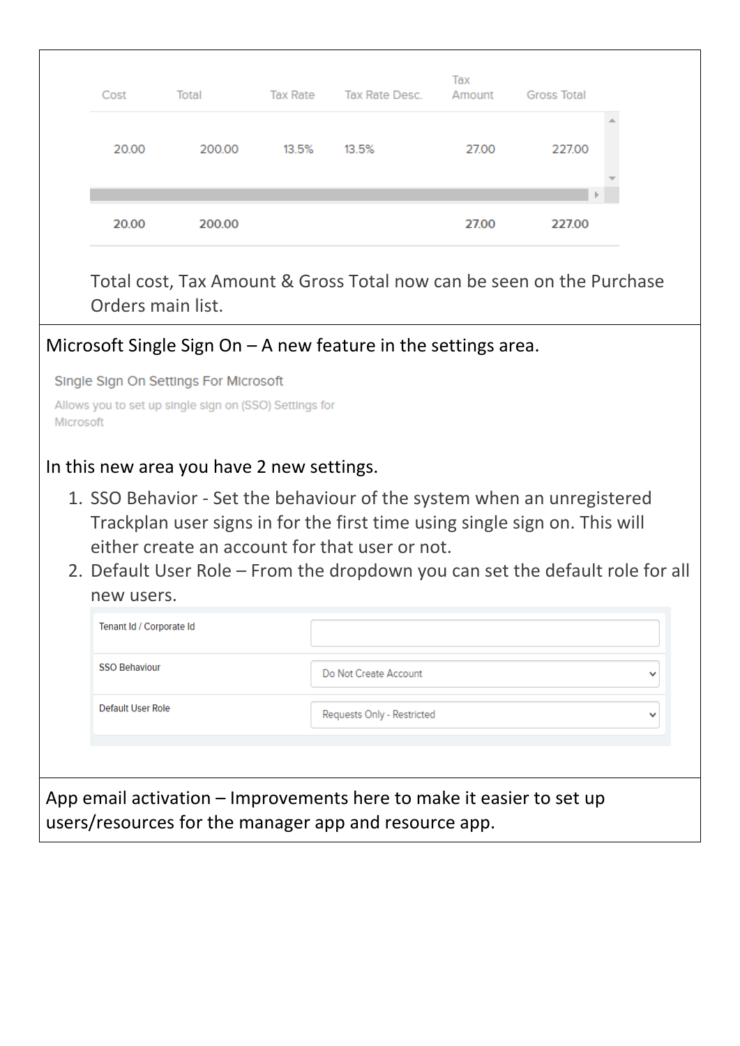| Cost | Total | Tax Rate | Tax Rate Desc. | Tax Amount | Gross Total |
|---|---|---|---|---|---|
| 20.00 | 200.00 | 13.5% | 13.5% | 27.00 | 227.00 |
| 20.00 | 200.00 | | | 27.00 | 227.00 |

Total cost, Tax Amount & Gross Total now can be seen on the Purchase Orders main list.

Microsoft Single Sign On – A new feature in the settings area.

Single Sign On Settings For Microsoft

Allows you to set up single sign on (SSO) Settings for Microsoft

In this new area you have 2 new settings.

1. SSO Behavior - Set the behaviour of the system when an unregistered Trackplan user signs in for the first time using single sign on. This will either create an account for that user or not.
2. Default User Role – From the dropdown you can set the default role for all new users.

| | |
|---|---|
| Tenant Id / Corporate Id | |
| SSO Behaviour | Do Not Create Account |
| Default User Role | Requests Only - Restricted |

App email activation – Improvements here to make it easier to set up users/resources for the manager app and resource app.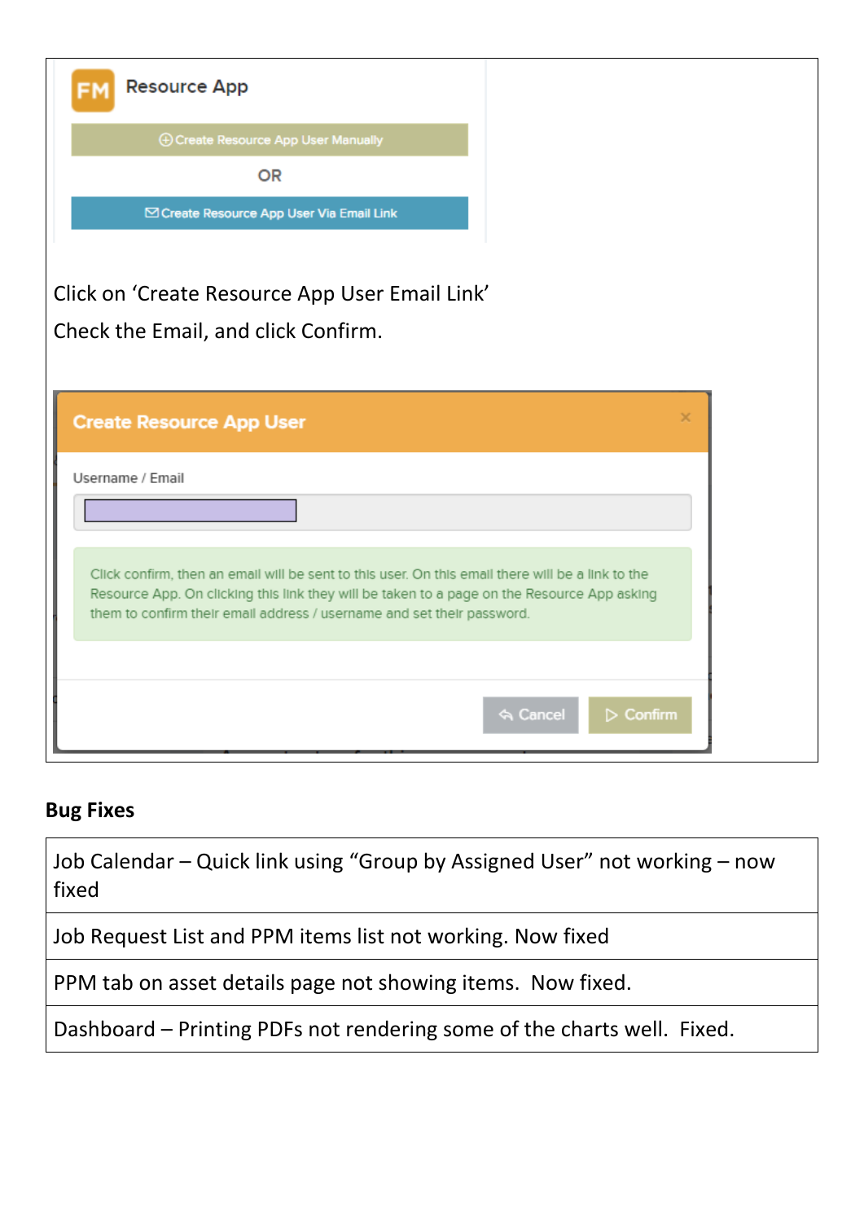Click on 'Create Resource App User Email Link'

Check the Email, and click Confirm.

**Bug Fixes**

| Job Calendar – Quick link using "Group by Assigned User" not working – now fixed |
|---|
| Job Request List and PPM items list not working. Now fixed |
| PPM tab on asset details page not showing items. Now fixed. |
| Dashboard – Printing PDFs not rendering some of the charts well. Fixed. |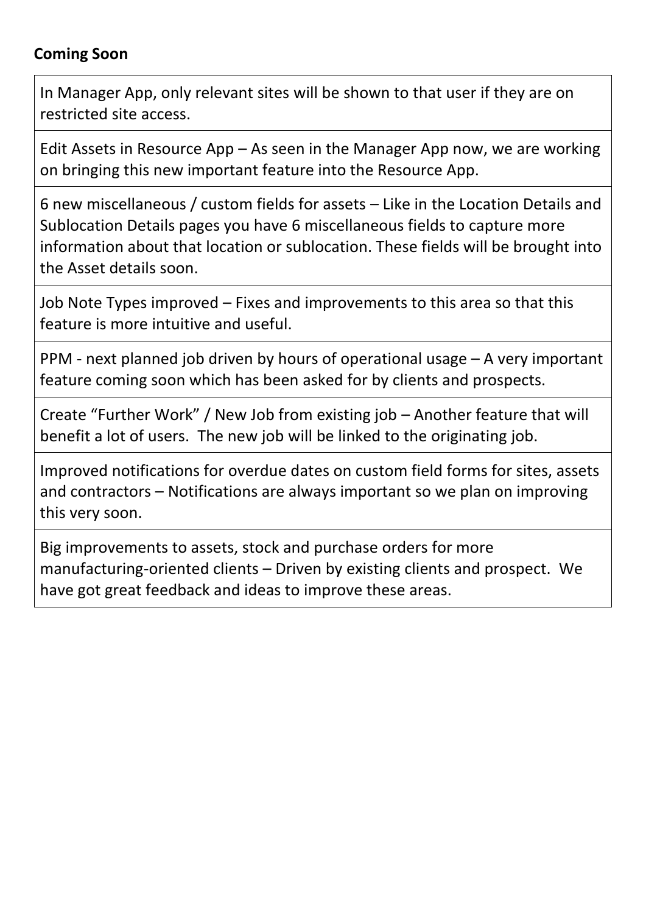**Coming Soon**

| |
|---|
| In Manager App, only relevant sites will be shown to that user if they are on restricted site access. |
| Edit Assets in Resource App – As seen in the Manager App now, we are working on bringing this new important feature into the Resource App. |
| 6 new miscellaneous / custom fields for assets – Like in the Location Details and Sublocation Details pages you have 6 miscellaneous fields to capture more information about that location or sublocation. These fields will be brought into the Asset details soon. |
| Job Note Types improved – Fixes and improvements to this area so that this feature is more intuitive and useful. |
| PPM - next planned job driven by hours of operational usage – A very important feature coming soon which has been asked for by clients and prospects. |
| Create "Further Work" / New Job from existing job – Another feature that will benefit a lot of users. The new job will be linked to the originating job. |
| Improved notifications for overdue dates on custom field forms for sites, assets and contractors – Notifications are always important so we plan on improving this very soon. |
| Big improvements to assets, stock and purchase orders for more manufacturing-oriented clients – Driven by existing clients and prospect. We have got great feedback and ideas to improve these areas. |